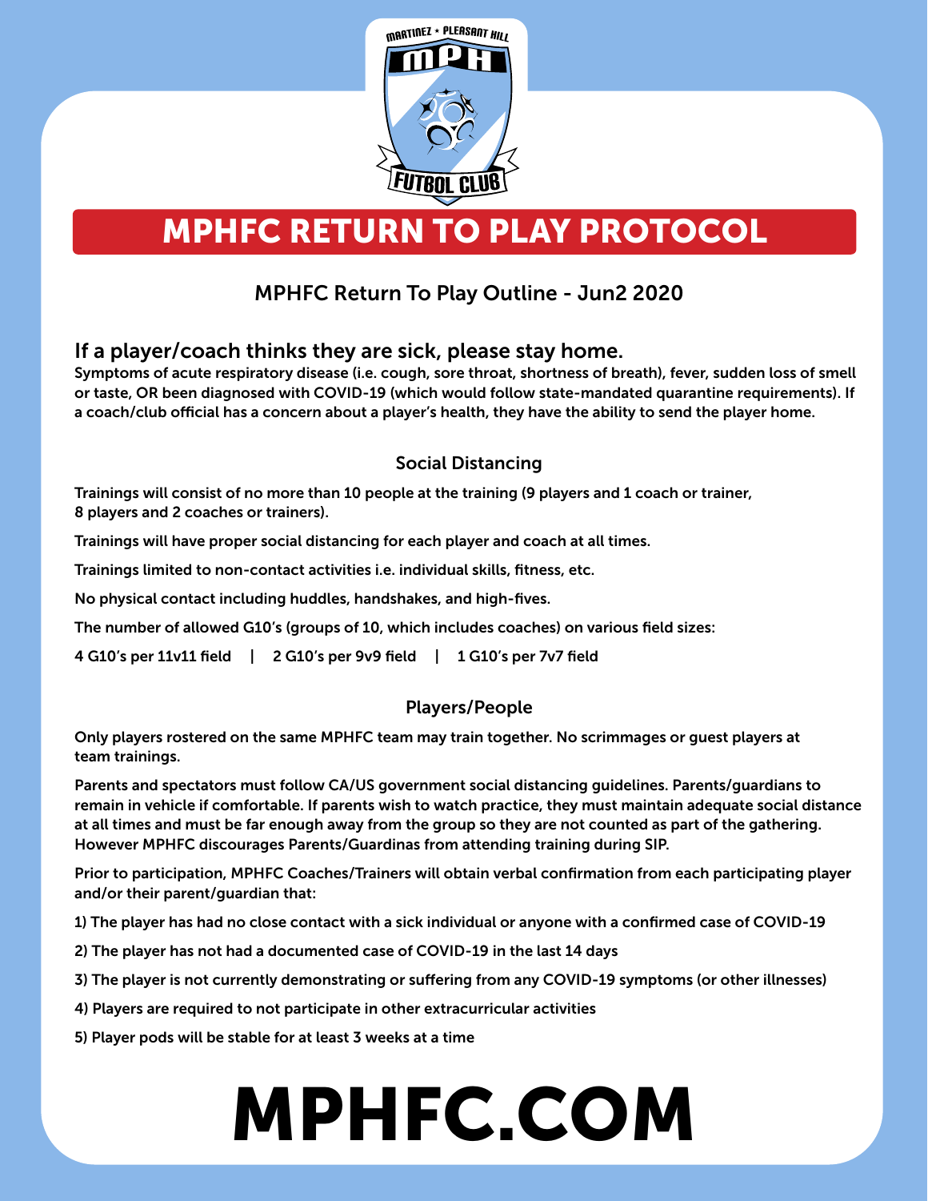# MPHFC RETURN TO PLAY PROTOCOL

## MPHFC Return To Play Outline - Jun2 2020

### If a player/coach thinks they are sick, please stay home.

**Symptoms of acute respiratory disease (i.e. cough, sore throat, shortness of breath), fever, sudden loss of smell or taste, OR been diagnosed with COVID-19 (which would follow state-mandated quarantine requirements). If a coach/club official has a concern about a player's health, they have the ability to send the player home.**

### Social Distancing

**Trainings will consist of no more than 10 people at the training (9 players and 1 coach or trainer, 8 players and 2 coaches or trainers).**

**Trainings will have proper social distancing for each player and coach at all times.**

**Trainings limited to non-contact activities i.e. individual skills, fitness, etc.**

**No physical contact including huddles, handshakes, and high-fives.**

**The number of allowed G10's (groups of 10, which includes coaches) on various field sizes:**

**4 G10's per 11v11 field | 2 G10's per 9v9 field | 1 G10's per 7v7 field**

### Players/People

**Only players rostered on the same MPHFC team may train together. No scrimmages or guest players at team trainings.**

**Parents and spectators must follow CA/US government social distancing guidelines. Parents/guardians to remain in vehicle if comfortable. If parents wish to watch practice, they must maintain adequate social distance at all times and must be far enough away from the group so they are not counted as part of the gathering. However MPHFC discourages Parents/Guardinas from attending training during SIP.**

**Prior to participation, MPHFC Coaches/Trainers will obtain verbal confirmation from each participating player and/or their parent/guardian that:**

**1) The player has had no close contact with a sick individual or anyone with a confirmed case of COVID-19**

**2) The player has not had a documented case of COVID-19 in the last 14 days**

**3) The player is not currently demonstrating or suffering from any COVID-19 symptoms (or other illnesses)**

**4) Players are required to not participate in other extracurricular activities**

**5) Player pods will be stable for at least 3 weeks at a time**

# MPHFC.COM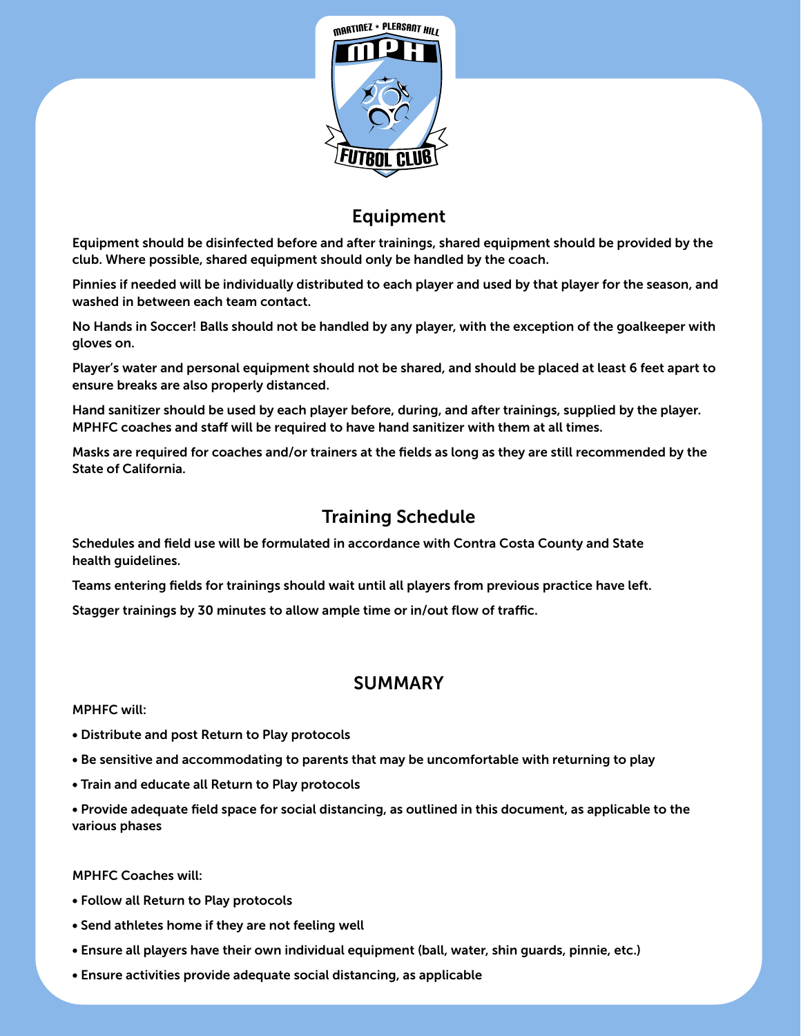## Equipment

Equipment should be disinfected before and after trainings, shared equipment should be provided by the club. Where possible, shared equipment should only be handled by the coach.

Pinnies if needed will be individually distributed to each player and used by that player for the season, and washed in between each team contact.

No Hands in Soccer! Balls should not be handled by any player, with the exception of the goalkeeper with gloves on.

Player's water and personal equipment should not be shared, and should be placed at least 6 feet apart to ensure breaks are also properly distanced.

Hand sanitizer should be used by each player before, during, and after trainings, supplied by the player. MPHFC coaches and staff will be required to have hand sanitizer with them at all times.

Masks are required for coaches and/or trainers at the fields as long as they are still recommended by the State of California.

## Training Schedule

Schedules and field use will be formulated in accordance with Contra Costa County and State health guidelines.

Teams entering fields for trainings should wait until all players from previous practice have left.

Stagger trainings by 30 minutes to allow ample time or in/out flow of traffic.

## SUMMARY

MPHFC will:

- Distribute and post Return to Play protocols
- Be sensitive and accommodating to parents that may be uncomfortable with returning to play
- Train and educate all Return to Play protocols
- Provide adequate field space for social distancing, as outlined in this document, as applicable to the various phases

MPHFC Coaches will:

- Follow all Return to Play protocols
- Send athletes home if they are not feeling well
- Ensure all players have their own individual equipment (ball, water, shin guards, pinnie, etc.)
- Ensure activities provide adequate social distancing, as applicable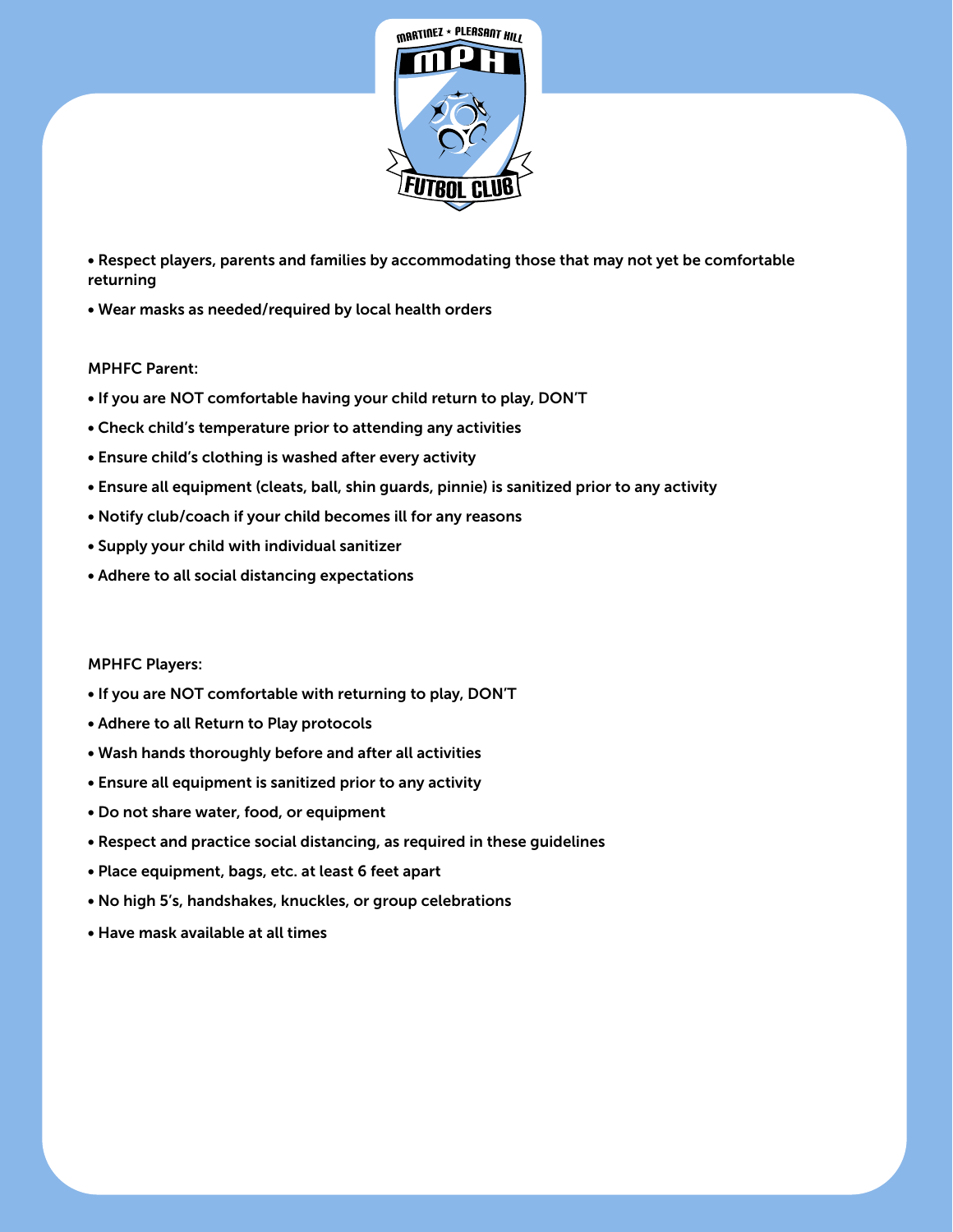- Respect players, parents and families by accommodating those that may not yet be comfortable returning
- Wear masks as needed/required by local health orders

MPHFC Parent:

- If you are NOT comfortable having your child return to play, DON'T
- Check child's temperature prior to attending any activities
- Ensure child's clothing is washed after every activity
- Ensure all equipment (cleats, ball, shin guards, pinnie) is sanitized prior to any activity
- Notify club/coach if your child becomes ill for any reasons
- Supply your child with individual sanitizer
- Adhere to all social distancing expectations

MPHFC Players:

- If you are NOT comfortable with returning to play, DON'T
- Adhere to all Return to Play protocols
- Wash hands thoroughly before and after all activities
- Ensure all equipment is sanitized prior to any activity
- Do not share water, food, or equipment
- Respect and practice social distancing, as required in these guidelines
- Place equipment, bags, etc. at least 6 feet apart
- No high 5's, handshakes, knuckles, or group celebrations
- Have mask available at all times